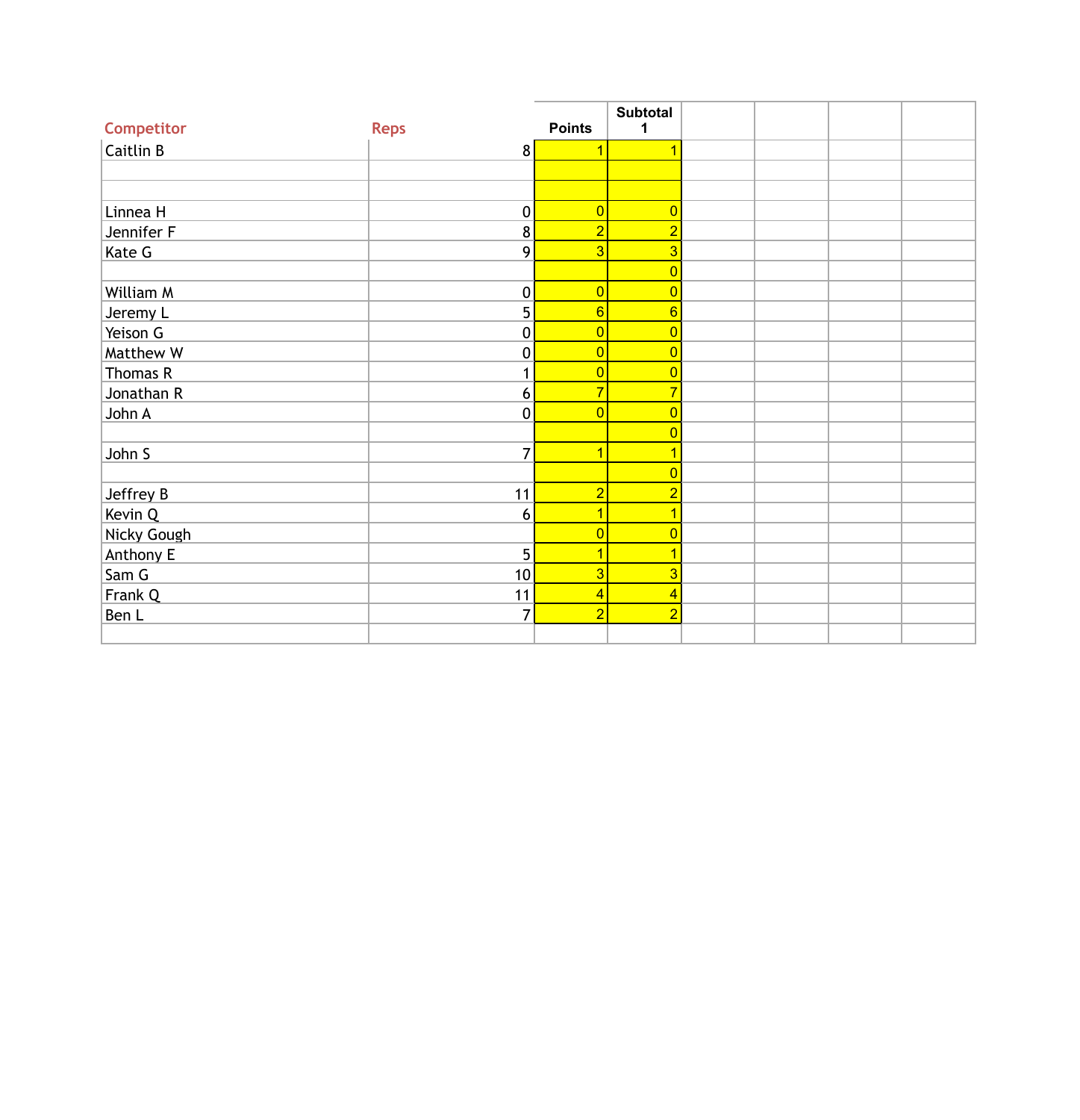| Competitor | Reps | Points | Subtotal 1 | | | | |
|---|---|---|---|---|---|---|---|
| Caitlin B | 8 | 1 | 1 | | | | |
| | | | | | | | |
| | | | | | | | |
| Linnea H | 0 | 0 | 0 | | | | |
| Jennifer F | 8 | 2 | 2 | | | | |
| Kate G | 9 | 3 | 3 | | | | |
| | | | 0 | | | | |
| William M | 0 | 0 | 0 | | | | |
| Jeremy L | 5 | 6 | 6 | | | | |
| Yeison G | 0 | 0 | 0 | | | | |
| Matthew W | 0 | 0 | 0 | | | | |
| Thomas R | 1 | 0 | 0 | | | | |
| Jonathan R | 6 | 7 | 7 | | | | |
| John A | 0 | 0 | 0 | | | | |
| | | | 0 | | | | |
| John S | 7 | 1 | 1 | | | | |
| | | | 0 | | | | |
| Jeffrey B | 11 | 2 | 2 | | | | |
| Kevin Q | 6 | 1 | 1 | | | | |
| Nicky Gough | | 0 | 0 | | | | |
| Anthony E | 5 | 1 | 1 | | | | |
| Sam G | 10 | 3 | 3 | | | | |
| Frank Q | 11 | 4 | 4 | | | | |
| Ben L | 7 | 2 | 2 | | | | |
| | | | | | | | |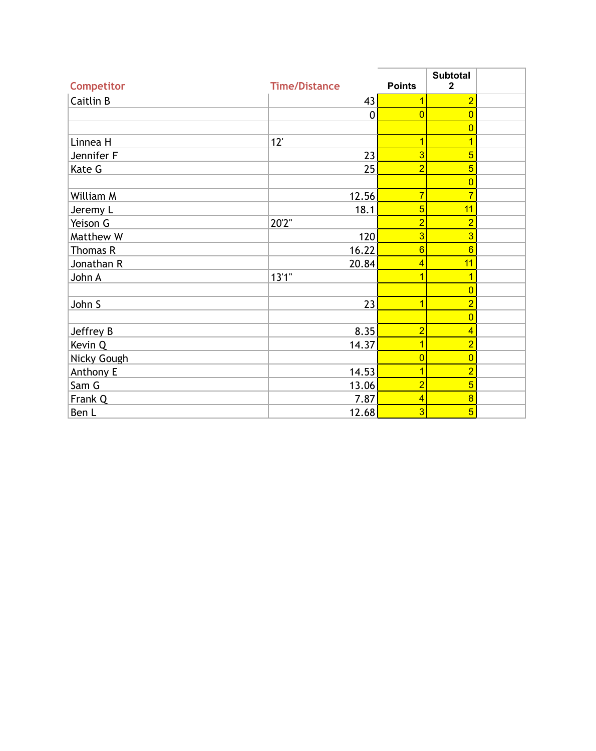| Competitor | Time/Distance | Points | Subtotal 2 | |
|---|---|---|---|---|
| Caitlin B | 43 | 1 | 2 | |
| | 0 | 0 | 0 | |
| | | | 0 | |
| Linnea H | 12' | 1 | 1 | |
| Jennifer F | 23 | 3 | 5 | |
| Kate G | 25 | 2 | 5 | |
| | | | 0 | |
| William M | 12.56 | 7 | 7 | |
| Jeremy L | 18.1 | 5 | 11 | |
| Yeison G | 20'2" | 2 | 2 | |
| Matthew W | 120 | 3 | 3 | |
| Thomas R | 16.22 | 6 | 6 | |
| Jonathan R | 20.84 | 4 | 11 | |
| John A | 13'1" | 1 | 1 | |
| | | | 0 | |
| John S | 23 | 1 | 2 | |
| | | | 0 | |
| Jeffrey B | 8.35 | 2 | 4 | |
| Kevin Q | 14.37 | 1 | 2 | |
| Nicky Gough | | 0 | 0 | |
| Anthony E | 14.53 | 1 | 2 | |
| Sam G | 13.06 | 2 | 5 | |
| Frank Q | 7.87 | 4 | 8 | |
| Ben L | 12.68 | 3 | 5 | |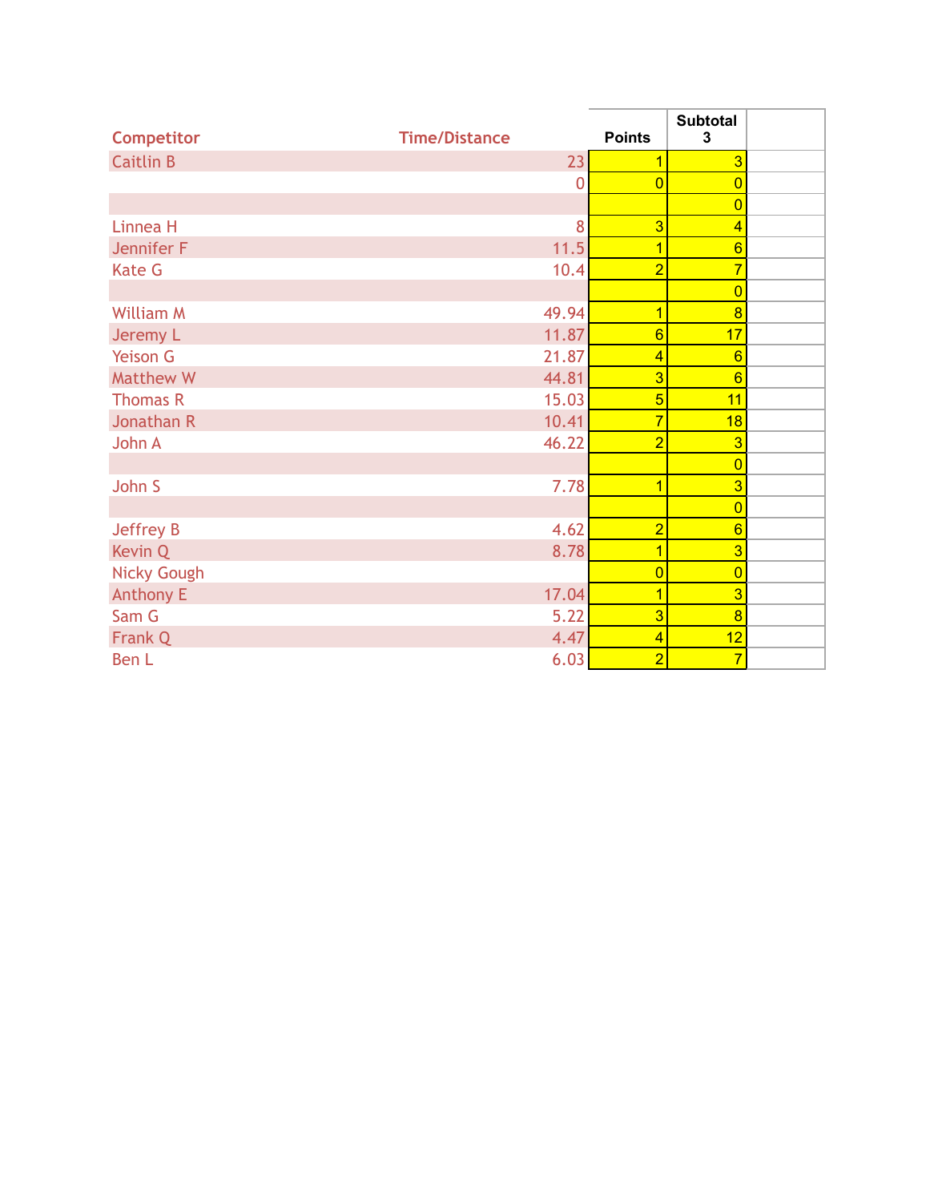| Competitor | Time/Distance | Points | Subtotal 3 | |
|---|---|---|---|---|
| Caitlin B | 23 | 1 | 3 | |
| | 0 | 0 | 0 | |
| | | | 0 | |
| Linnea H | 8 | 3 | 4 | |
| Jennifer F | 11.5 | 1 | 6 | |
| Kate G | 10.4 | 2 | 7 | |
| | | | 0 | |
| William M | 49.94 | 1 | 8 | |
| Jeremy L | 11.87 | 6 | 17 | |
| Yeison G | 21.87 | 4 | 6 | |
| Matthew W | 44.81 | 3 | 6 | |
| Thomas R | 15.03 | 5 | 11 | |
| Jonathan R | 10.41 | 7 | 18 | |
| John A | 46.22 | 2 | 3 | |
| | | | 0 | |
| John S | 7.78 | 1 | 3 | |
| | | | 0 | |
| Jeffrey B | 4.62 | 2 | 6 | |
| Kevin Q | 8.78 | 1 | 3 | |
| Nicky Gough | | 0 | 0 | |
| Anthony E | 17.04 | 1 | 3 | |
| Sam G | 5.22 | 3 | 8 | |
| Frank Q | 4.47 | 4 | 12 | |
| Ben L | 6.03 | 2 | 7 | |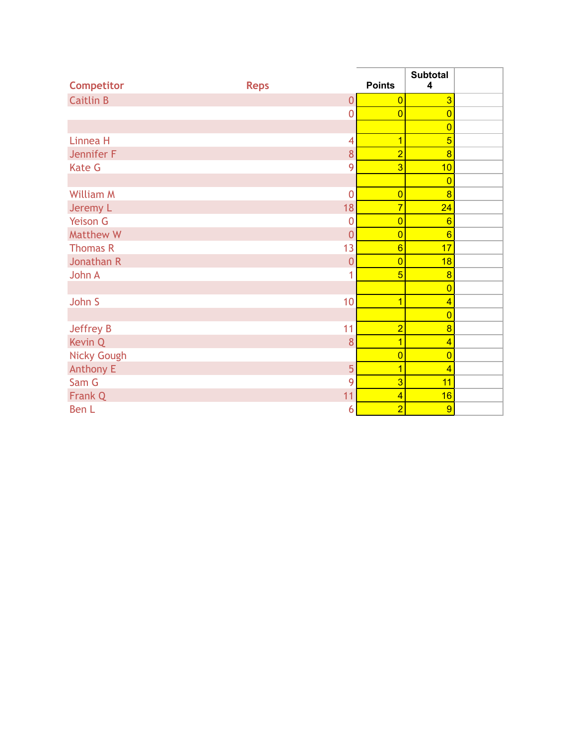| Competitor | Reps | Points | Subtotal 4 | |
|---|---|---|---|---|
| Caitlin B | 0 | 0 | 3 | |
| | 0 | 0 | 0 | |
| | | | 0 | |
| Linnea H | 4 | 1 | 5 | |
| Jennifer F | 8 | 2 | 8 | |
| Kate G | 9 | 3 | 10 | |
| | | | 0 | |
| William M | 0 | 0 | 8 | |
| Jeremy L | 18 | 7 | 24 | |
| Yeison G | 0 | 0 | 6 | |
| Matthew W | 0 | 0 | 6 | |
| Thomas R | 13 | 6 | 17 | |
| Jonathan R | 0 | 0 | 18 | |
| John A | 1 | 5 | 8 | |
| | | | 0 | |
| John S | 10 | 1 | 4 | |
| | | | 0 | |
| Jeffrey B | 11 | 2 | 8 | |
| Kevin Q | 8 | 1 | 4 | |
| Nicky Gough | | 0 | 0 | |
| Anthony E | 5 | 1 | 4 | |
| Sam G | 9 | 3 | 11 | |
| Frank Q | 11 | 4 | 16 | |
| Ben L | 6 | 2 | 9 | |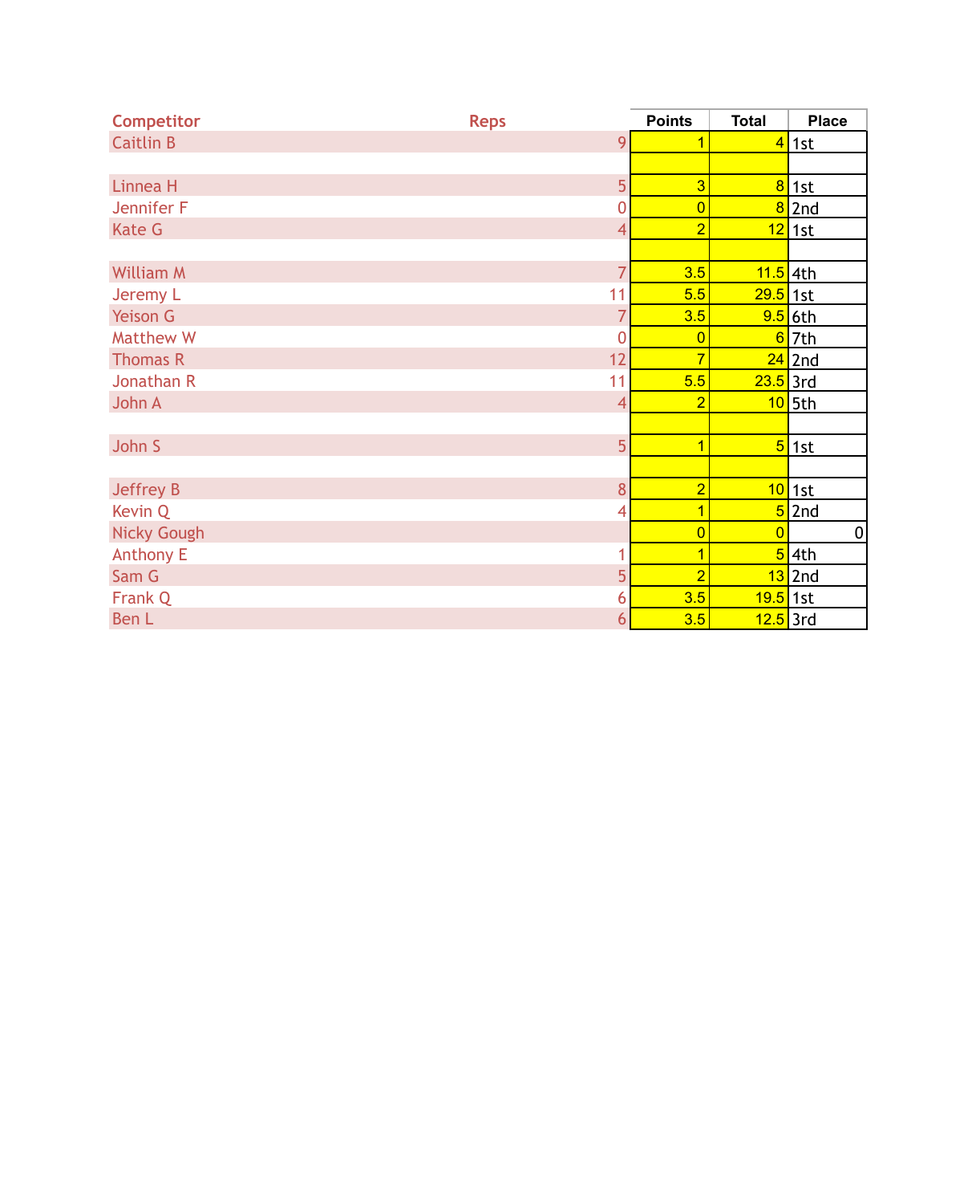| Competitor | Reps | Points | Total | Place |
|---|---|---|---|---|
| Caitlin B | 9 | 1 | 4 | 1st |
| | | | | |
| Linnea H | 5 | 3 | 8 | 1st |
| Jennifer F | 0 | 0 | 8 | 2nd |
| Kate G | 4 | 2 | 12 | 1st |
| | | | | |
| William M | 7 | 3.5 | 11.5 | 4th |
| Jeremy L | 11 | 5.5 | 29.5 | 1st |
| Yeison G | 7 | 3.5 | 9.5 | 6th |
| Matthew W | 0 | 0 | 6 | 7th |
| Thomas R | 12 | 7 | 24 | 2nd |
| Jonathan R | 11 | 5.5 | 23.5 | 3rd |
| John A | 4 | 2 | 10 | 5th |
| | | | | |
| John S | 5 | 1 | 5 | 1st |
| | | | | |
| Jeffrey B | 8 | 2 | 10 | 1st |
| Kevin Q | 4 | 1 | 5 | 2nd |
| Nicky Gough | | 0 | 0 | 0 |
| Anthony E | 1 | 1 | 5 | 4th |
| Sam G | 5 | 2 | 13 | 2nd |
| Frank Q | 6 | 3.5 | 19.5 | 1st |
| Ben L | 6 | 3.5 | 12.5 | 3rd |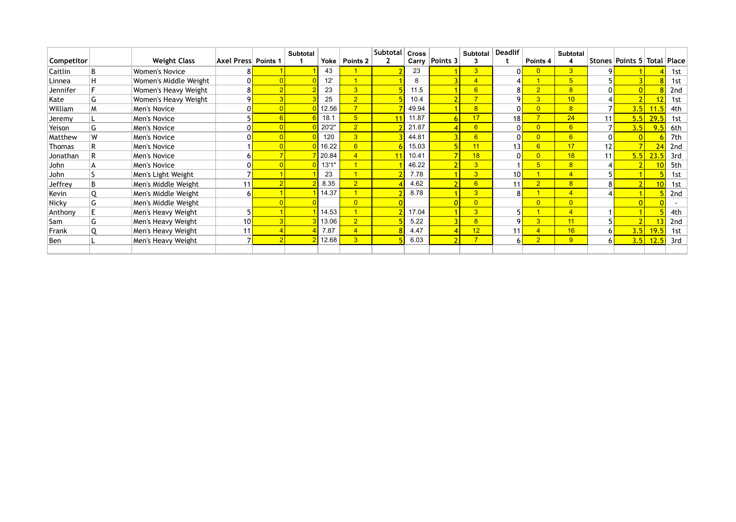| Competitor | | Weight Class | Axel Press | Points 1 | Subtotal 1 | Yoke | Points 2 | Subtotal 2 | Cross Carry | Points 3 | Subtotal 3 | Deadlift | Points 4 | Subtotal 4 | Stones | Points 5 | Total | Place |
|---|---|---|---|---|---|---|---|---|---|---|---|---|---|---|---|---|---|---|
| Caitlin | B | Women's Novice | 8 | 1 | 1 | 43 | 1 | 2 | 23 | 1 | 3 | 0 | 0 | 3 | 9 | 1 | 4 | 1st |
| Linnea | H | Women's Middle Weight | 0 | 0 | 0 | 12' | 1 | 1 | 8 | 3 | 4 | 4 | 1 | 5 | 5 | 3 | 8 | 1st |
| Jennifer | F | Women's Heavy Weight | 8 | 2 | 2 | 23 | 3 | 5 | 11.5 | 1 | 6 | 8 | 2 | 8 | 0 | 0 | 8 | 2nd |
| Kate | G | Women's Heavy Weight | 9 | 3 | 3 | 25 | 2 | 5 | 10.4 | 2 | 7 | 9 | 3 | 10 | 4 | 2 | 12 | 1st |
| William | M | Men's Novice | 0 | 0 | 0 | 12.56 | 7 | 7 | 49.94 | 1 | 8 | 0 | 0 | 8 | 7 | 3.5 | 11.5 | 4th |
| Jeremy | L | Men's Novice | 5 | 6 | 6 | 18.1 | 5 | 11 | 11.87 | 6 | 17 | 18 | 7 | 24 | 11 | 5.5 | 29.5 | 1st |
| Yeison | G | Men's Novice | 0 | 0 | 0 | 20'2" | 2 | 2 | 21.87 | 4 | 6 | 0 | 0 | 6 | 7 | 3.5 | 9.5 | 6th |
| Matthew | W | Men's Novice | 0 | 0 | 0 | 120 | 3 | 3 | 44.81 | 3 | 6 | 0 | 0 | 6 | 0 | 0 | 6 | 7th |
| Thomas | R | Men's Novice | 1 | 0 | 0 | 16.22 | 6 | 6 | 15.03 | 5 | 11 | 13 | 6 | 17 | 12 | 7 | 24 | 2nd |
| Jonathan | R | Men's Novice | 6 | 7 | 7 | 20.84 | 4 | 11 | 10.41 | 7 | 18 | 0 | 0 | 18 | 11 | 5.5 | 23.5 | 3rd |
| John | A | Men's Novice | 0 | 0 | 0 | 13'1" | 1 | 1 | 46.22 | 2 | 3 | 1 | 5 | 8 | 4 | 2 | 10 | 5th |
| John | S | Men's Light Weight | 7 | 1 | 1 | 23 | 1 | 2 | 7.78 | 1 | 3 | 10 | 1 | 4 | 5 | 1 | 5 | 1st |
| Jeffrey | B | Men's Middle Weight | 11 | 2 | 2 | 8.35 | 2 | 4 | 4.62 | 2 | 6 | 11 | 2 | 8 | 8 | 2 | 10 | 1st |
| Kevin | Q | Men's Middle Weight | 6 | 1 | 1 | 14.37 | 1 | 2 | 8.78 | 1 | 3 | 8 | 1 | 4 | 4 | 1 | 5 | 2nd |
| Nicky | G | Men's Middle Weight | | 0 | 0 | | 0 | 0 | | 0 | 0 | | 0 | 0 | | 0 | 0 | - |
| Anthony | E | Men's Heavy Weight | 5 | 1 | 1 | 14.53 | 1 | 2 | 17.04 | 1 | 3 | 5 | 1 | 4 | 1 | 1 | 5 | 4th |
| Sam | G | Men's Heavy Weight | 10 | 3 | 3 | 13.06 | 2 | 5 | 5.22 | 3 | 8 | 9 | 3 | 11 | 5 | 2 | 13 | 2nd |
| Frank | Q | Men's Heavy Weight | 11 | 4 | 4 | 7.87 | 4 | 8 | 4.47 | 4 | 12 | 11 | 4 | 16 | 6 | 3.5 | 19.5 | 1st |
| Ben | L | Men's Heavy Weight | 7 | 2 | 2 | 12.68 | 3 | 5 | 6.03 | 2 | 7 | 6 | 2 | 9 | 6 | 3.5 | 12.5 | 3rd |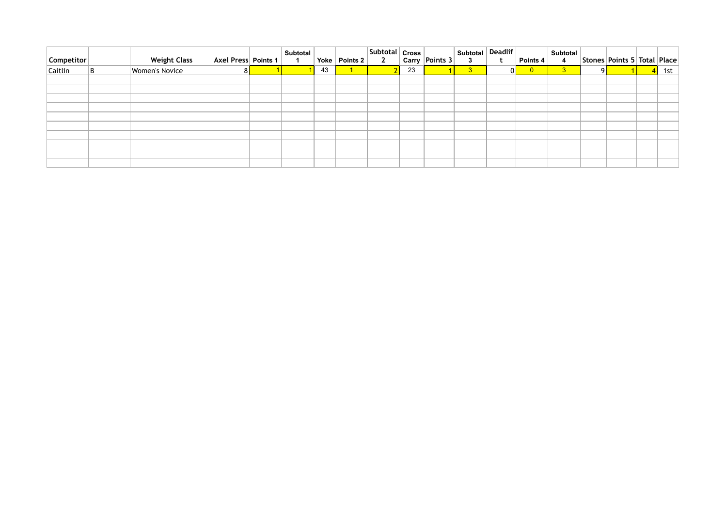| Competitor | | Weight Class | Axel Press | Points 1 | Subtotal 1 | Yoke | Points 2 | Subtotal 2 | Cross Carry | Points 3 | Subtotal 3 | Deadlift | Points 4 | Subtotal 4 | Stones | Points 5 | Total | Place |
|---|---|---|---|---|---|---|---|---|---|---|---|---|---|---|---|---|---|---|
| Caitlin | B | Women's Novice | 8 | 1 | 1 | 43 | 1 | 2 | 23 | 1 | 3 | 0 | 0 | 3 | 9 | 1 | 4 | 1st |
| | | | | | | | | | | | | | | | | | | |
| | | | | | | | | | | | | | | | | | | |
| | | | | | | | | | | | | | | | | | | |
| | | | | | | | | | | | | | | | | | | |
| | | | | | | | | | | | | | | | | | | |
| | | | | | | | | | | | | | | | | | | |
| | | | | | | | | | | | | | | | | | | |
| | | | | | | | | | | | | | | | | | | |
| | | | | | | | | | | | | | | | | | | |
| | | | | | | | | | | | | | | | | | | |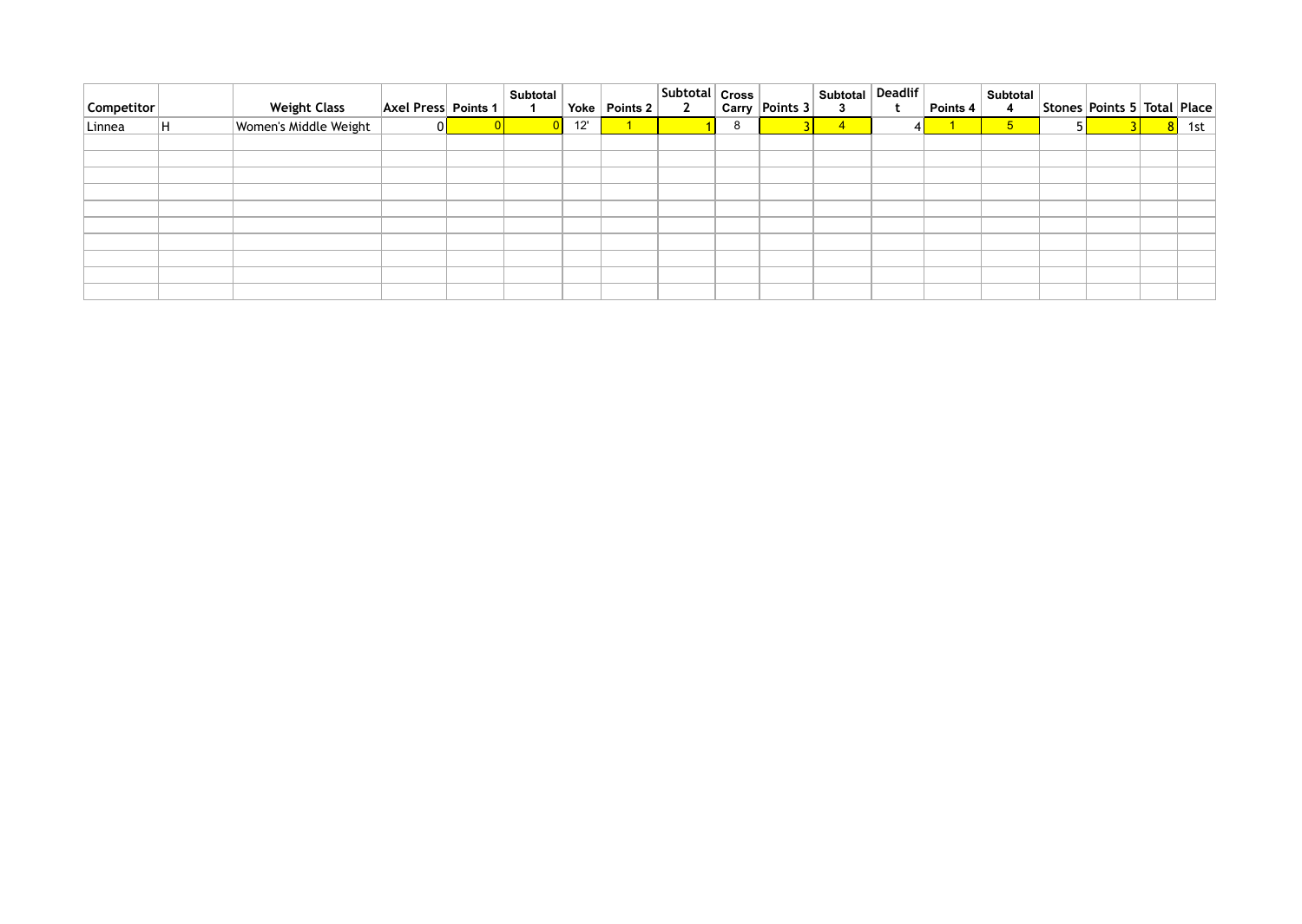| Competitor | | Weight Class | Axel Press | Points 1 | Subtotal 1 | Yoke | Points 2 | Subtotal 2 | Cross Carry | Points 3 | Subtotal 3 | Deadlift | Points 4 | Subtotal 4 | Stones | Points 5 | Total | Place |
|---|---|---|---|---|---|---|---|---|---|---|---|---|---|---|---|---|---|---|
| Linnea | H | Women's Middle Weight | 0 | 0 | 0 | 12' | 1 | 1 | 8 | 3 | 4 | 4 | 1 | 5 | 5 | 3 | 8 | 1st |
| | | | | | | | | | | | | | | | | | | |
| | | | | | | | | | | | | | | | | | | |
| | | | | | | | | | | | | | | | | | | |
| | | | | | | | | | | | | | | | | | | |
| | | | | | | | | | | | | | | | | | | |
| | | | | | | | | | | | | | | | | | | |
| | | | | | | | | | | | | | | | | | | |
| | | | | | | | | | | | | | | | | | | |
| | | | | | | | | | | | | | | | | | | |
| | | | | | | | | | | | | | | | | | | |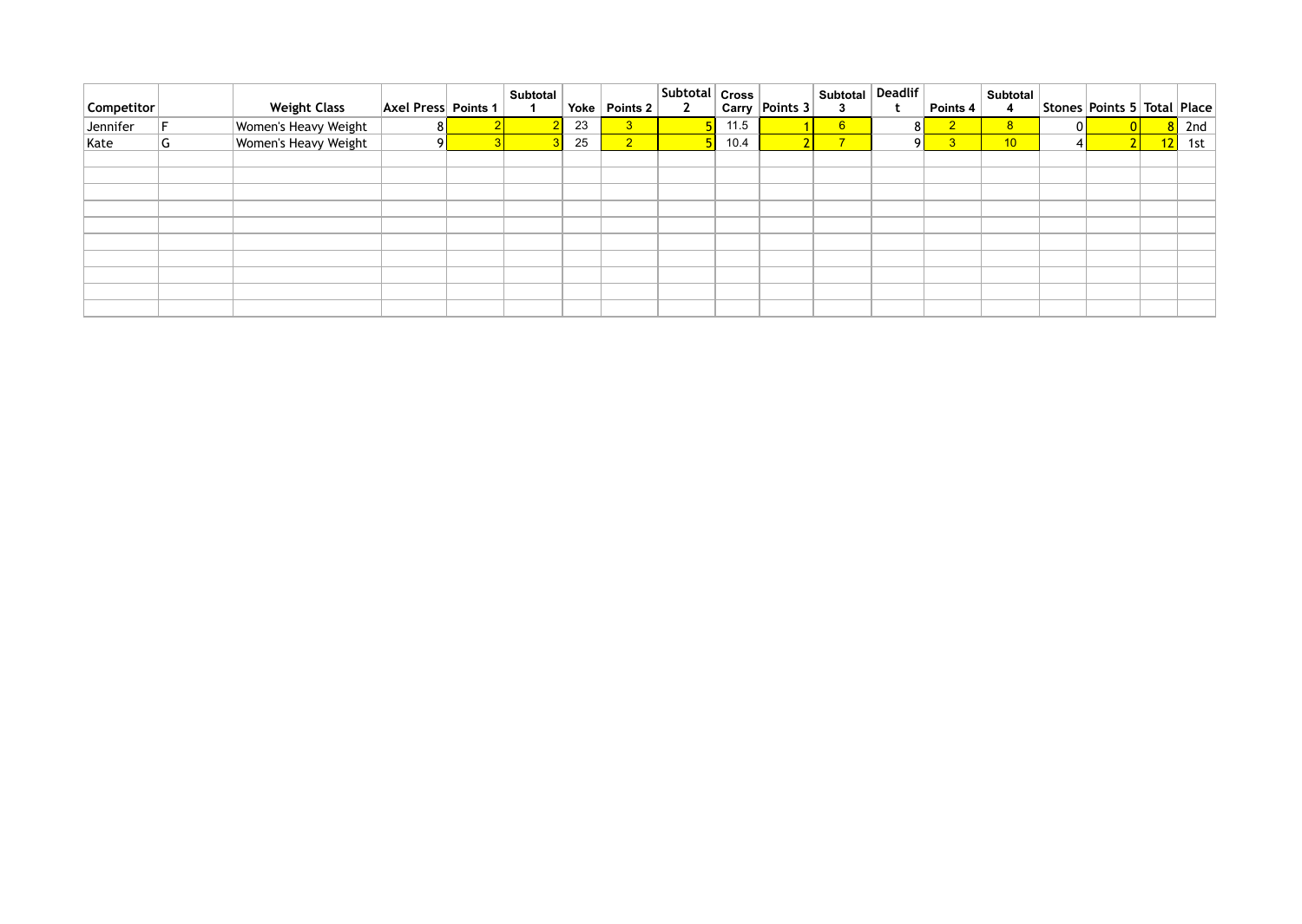| Competitor | | Weight Class | Axel Press | Points 1 | Subtotal 1 | Yoke | Points 2 | Subtotal 2 | Cross Carry | Points 3 | Subtotal 3 | Deadlift | Points 4 | Subtotal 4 | Stones | Points 5 | Total | Place |
|---|---|---|---|---|---|---|---|---|---|---|---|---|---|---|---|---|---|---|
| Jennifer | F | Women's Heavy Weight | 8 | 2 | 2 | 23 | 3 | 5 | 11.5 | 1 | 6 | 8 | 2 | 8 | 0 | 0 | 8 | 2nd |
| Kate | G | Women's Heavy Weight | 9 | 3 | 3 | 25 | 2 | 5 | 10.4 | 2 | 7 | 9 | 3 | 10 | 4 | 2 | 12 | 1st |
| | | | | | | | | | | | | | | | | | | |
| | | | | | | | | | | | | | | | | | | |
| | | | | | | | | | | | | | | | | | | |
| | | | | | | | | | | | | | | | | | | |
| | | | | | | | | | | | | | | | | | | |
| | | | | | | | | | | | | | | | | | | |
| | | | | | | | | | | | | | | | | | | |
| | | | | | | | | | | | | | | | | | | |
| | | | | | | | | | | | | | | | | | | |
| | | | | | | | | | | | | | | | | | | |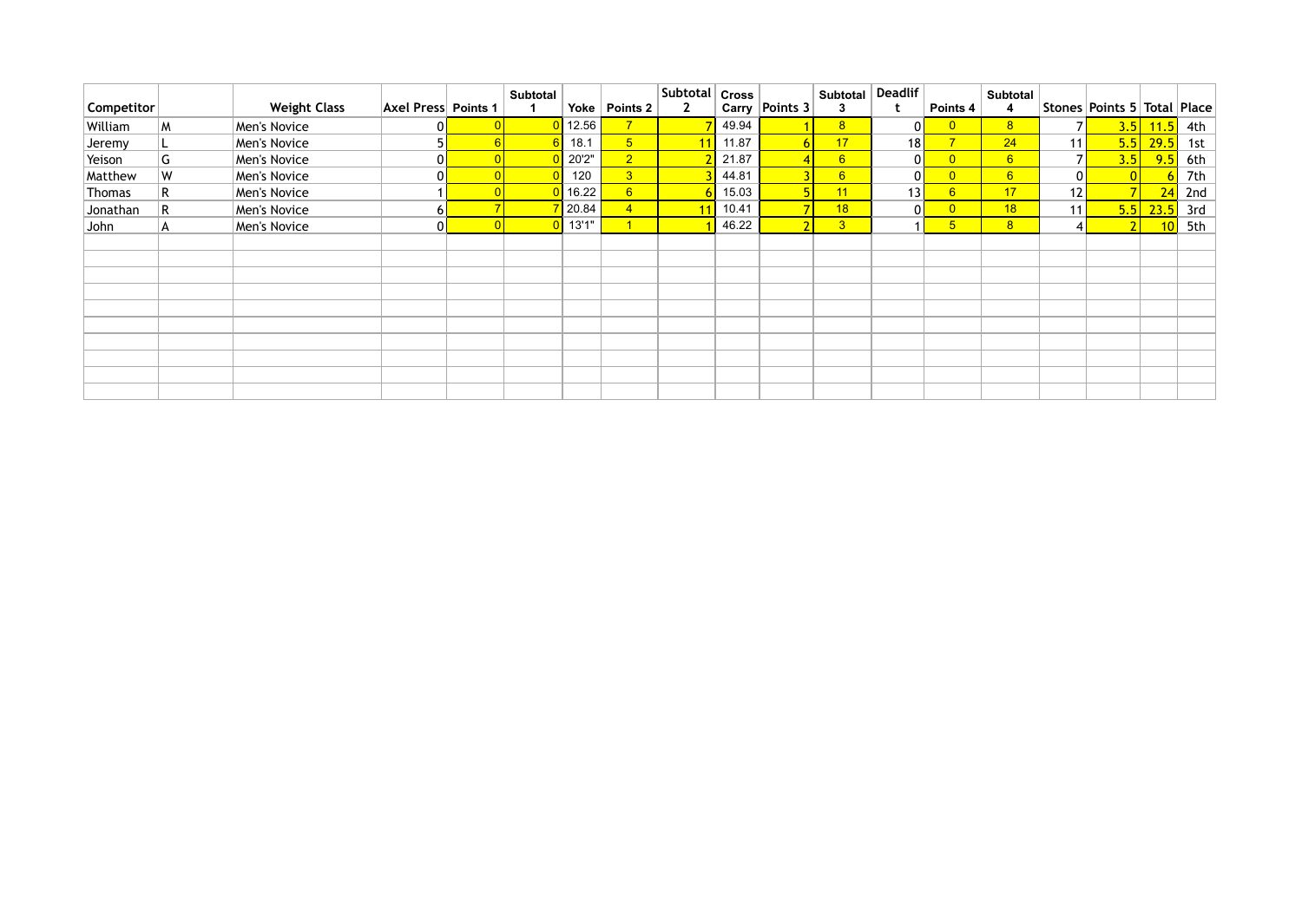| Competitor | | Weight Class | Axel Press | Points 1 | Subtotal 1 | Yoke | Points 2 | Subtotal 2 | Cross Carry | Points 3 | Subtotal 3 | Deadlift | Points 4 | Subtotal 4 | Stones | Points 5 | Total | Place |
|---|---|---|---|---|---|---|---|---|---|---|---|---|---|---|---|---|---|---|
| William | M | Men's Novice | 0 | 0 | 0 | 12.56 | 7 | 7 | 49.94 | 1 | 8 | 0 | 0 | 8 | 7 | 3.5 | 11.5 | 4th |
| Jeremy | L | Men's Novice | 5 | 6 | 6 | 18.1 | 5 | 11 | 11.87 | 6 | 17 | 18 | 7 | 24 | 11 | 5.5 | 29.5 | 1st |
| Yeison | G | Men's Novice | 0 | 0 | 0 | 20'2" | 2 | 2 | 21.87 | 4 | 6 | 0 | 0 | 6 | 7 | 3.5 | 9.5 | 6th |
| Matthew | W | Men's Novice | 0 | 0 | 0 | 120 | 3 | 3 | 44.81 | 3 | 6 | 0 | 0 | 6 | 0 | 0 | 6 | 7th |
| Thomas | R | Men's Novice | 1 | 0 | 0 | 16.22 | 6 | 6 | 15.03 | 5 | 11 | 13 | 6 | 17 | 12 | 7 | 24 | 2nd |
| Jonathan | R | Men's Novice | 6 | 7 | 7 | 20.84 | 4 | 11 | 10.41 | 7 | 18 | 0 | 0 | 18 | 11 | 5.5 | 23.5 | 3rd |
| John | A | Men's Novice | 0 | 0 | 0 | 13'1" | 1 | 1 | 46.22 | 2 | 3 | 1 | 5 | 8 | 4 | 2 | 10 | 5th |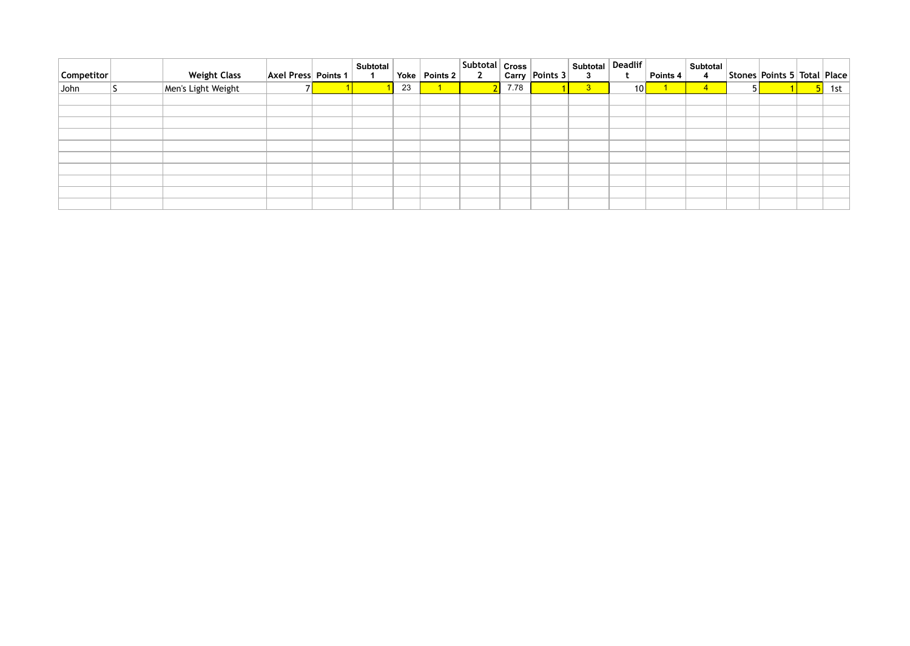| Competitor | | Weight Class | Axel Press | Points 1 | Subtotal 1 | Yoke | Points 2 | Subtotal 2 | Cross Carry | Points 3 | Subtotal 3 | Deadlift | Points 4 | Subtotal 4 | Stones | Points 5 | Total | Place |
|---|---|---|---|---|---|---|---|---|---|---|---|---|---|---|---|---|---|---|
| John | S | Men's Light Weight | 7 | 1 | 1 | 23 | 1 | 2 | 7.78 | 1 | 3 | 10 | 1 | 4 | 5 | 1 | 5 | 1st |
| | | | | | | | | | | | | | | | | | | |
| | | | | | | | | | | | | | | | | | | |
| | | | | | | | | | | | | | | | | | | |
| | | | | | | | | | | | | | | | | | | |
| | | | | | | | | | | | | | | | | | | |
| | | | | | | | | | | | | | | | | | | |
| | | | | | | | | | | | | | | | | | | |
| | | | | | | | | | | | | | | | | | | |
| | | | | | | | | | | | | | | | | | | |
| | | | | | | | | | | | | | | | | | | |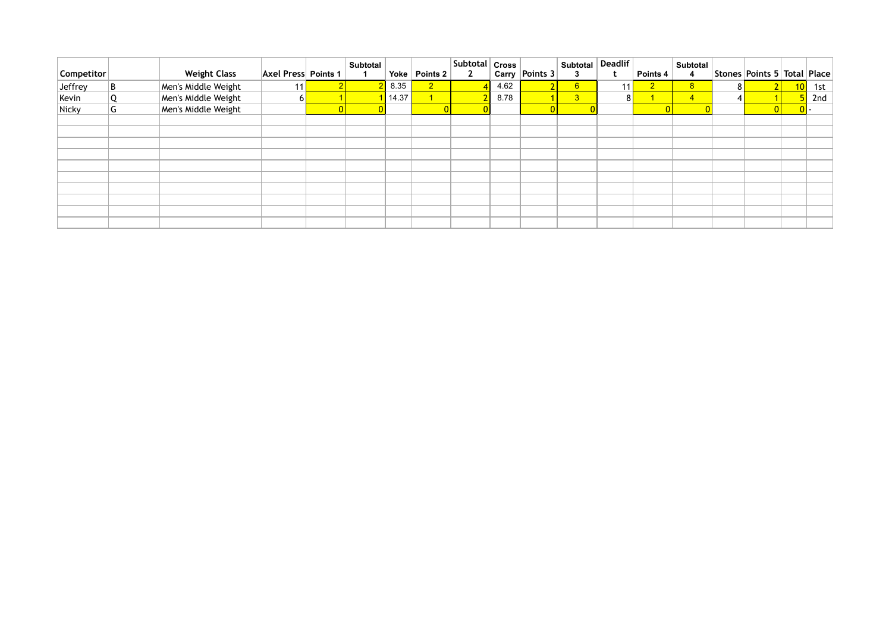| Competitor | | Weight Class | Axel Press | Points 1 | Subtotal 1 | Yoke | Points 2 | Subtotal 2 | Cross Carry | Points 3 | Subtotal 3 | Deadlift | Points 4 | Subtotal 4 | Stones | Points 5 | Total | Place |
|---|---|---|---|---|---|---|---|---|---|---|---|---|---|---|---|---|---|---|
| Jeffrey | B | Men's Middle Weight | 11 | 2 | 2 | 8.35 | 2 | 4 | 4.62 | 2 | 6 | 11 | 2 | 8 | 8 | 2 | 10 | 1st |
| Kevin | Q | Men's Middle Weight | 6 | 1 | 1 | 14.37 | 1 | 2 | 8.78 | 1 | 3 | 8 | 1 | 4 | 4 | 1 | 5 | 2nd |
| Nicky | G | Men's Middle Weight | | 0 | 0 | | 0 | 0 | | 0 | 0 | | 0 | 0 | | 0 | 0 | - |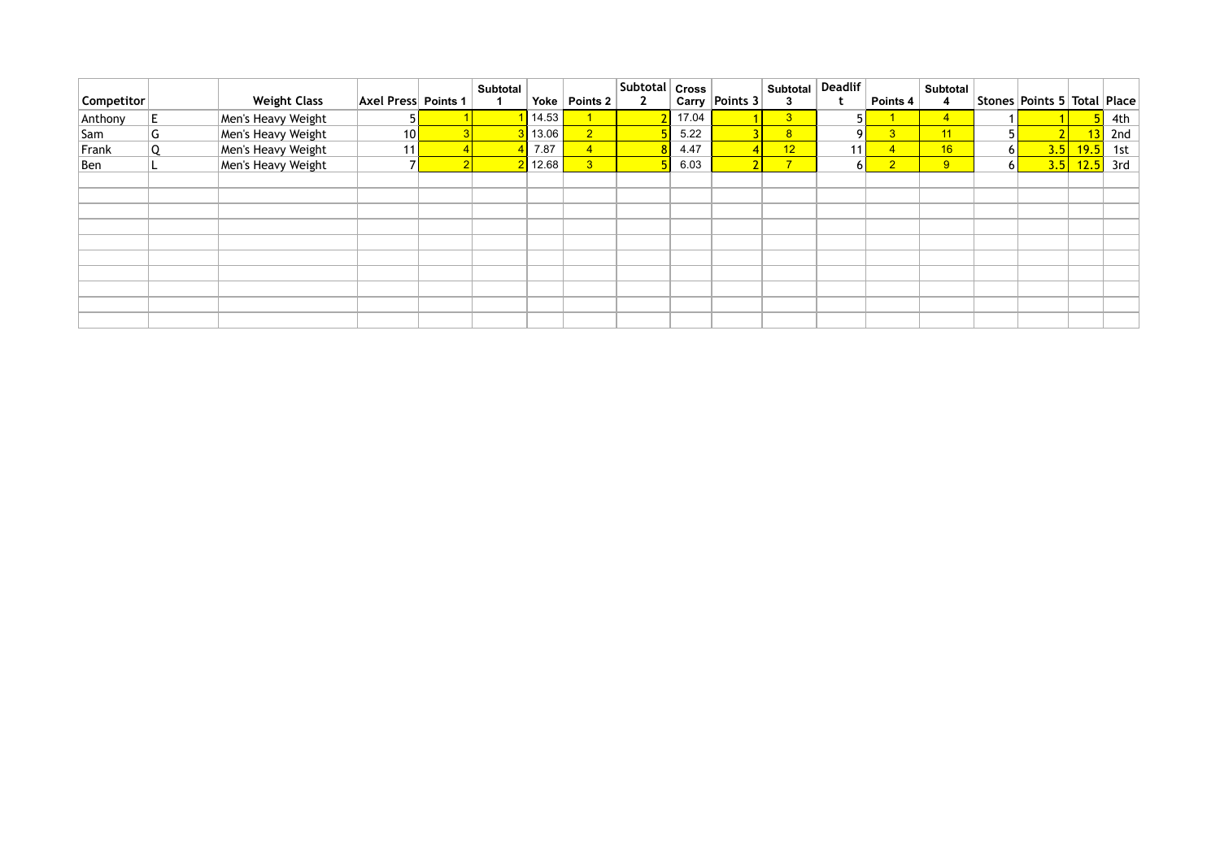| Competitor | | Weight Class | Axel Press | Points 1 | Subtotal 1 | Yoke | Points 2 | Subtotal 2 | Cross Carry | Points 3 | Subtotal 3 | Deadlift | Points 4 | Subtotal 4 | Stones | Points 5 | Total | Place |
|---|---|---|---|---|---|---|---|---|---|---|---|---|---|---|---|---|---|---|
| Anthony | E | Men's Heavy Weight | 5 | 1 | 1 | 14.53 | 1 | 2 | 17.04 | 1 | 3 | 5 | 1 | 4 | 1 | 1 | 5 | 4th |
| Sam | G | Men's Heavy Weight | 10 | 3 | 3 | 13.06 | 2 | 5 | 5.22 | 3 | 8 | 9 | 3 | 11 | 5 | 2 | 13 | 2nd |
| Frank | Q | Men's Heavy Weight | 11 | 4 | 4 | 7.87 | 4 | 8 | 4.47 | 4 | 12 | 11 | 4 | 16 | 6 | 3.5 | 19.5 | 1st |
| Ben | L | Men's Heavy Weight | 7 | 2 | 2 | 12.68 | 3 | 5 | 6.03 | 2 | 7 | 6 | 2 | 9 | 6 | 3.5 | 12.5 | 3rd |